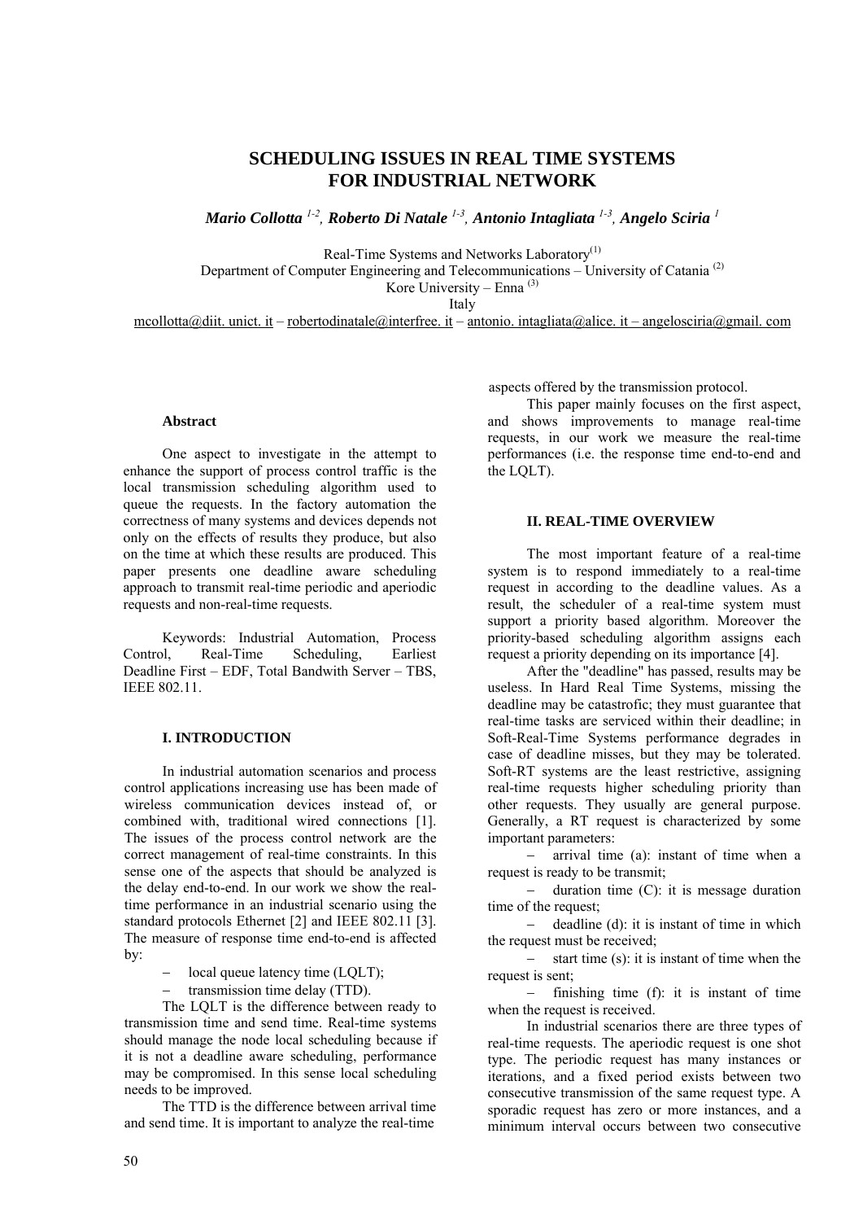# SCHEDULING ISSUES IN REAL TIME SYSTEMS FOR INDUSTRIAL NETWORK

***Mario Collotta [1-2], Roberto Di Natale [1-3], Antonio Intagliata [1-3], Angelo Sciria [1]***

Real-Time Systems and Networks Laboratory[(1)]
Department of Computer Engineering and Telecommunications – University of Catania [(2)]
Kore University – Enna [(3)]
Italy
mcollotta@diit. unict. it – robertodinatale@interfree. it – antonio. intagliata@alice. it – angelosciria@gmail. com

### Abstract

One aspect to investigate in the attempt to enhance the support of process control traffic is the local transmission scheduling algorithm used to queue the requests. In the factory automation the correctness of many systems and devices depends not only on the effects of results they produce, but also on the time at which these results are produced. This paper presents one deadline aware scheduling approach to transmit real-time periodic and aperiodic requests and non-real-time requests.

Keywords: Industrial Automation, Process Control, Real-Time Scheduling, Earliest Deadline First – EDF, Total Bandwith Server – TBS, IEEE 802.11.

## I. INTRODUCTION

In industrial automation scenarios and process control applications increasing use has been made of wireless communication devices instead of, or combined with, traditional wired connections [1]. The issues of the process control network are the correct management of real-time constraints. In this sense one of the aspects that should be analyzed is the delay end-to-end. In our work we show the real-time performance in an industrial scenario using the standard protocols Ethernet [2] and IEEE 802.11 [3]. The measure of response time end-to-end is affected by:

- local queue latency time (LQLT);
- transmission time delay (TTD).

The LQLT is the difference between ready to transmission time and send time. Real-time systems should manage the node local scheduling because if it is not a deadline aware scheduling, performance may be compromised. In this sense local scheduling needs to be improved.

The TTD is the difference between arrival time and send time. It is important to analyze the real-time aspects offered by the transmission protocol.

This paper mainly focuses on the first aspect, and shows improvements to manage real-time requests, in our work we measure the real-time performances (i.e. the response time end-to-end and the LQLT).

## II. REAL-TIME OVERVIEW

The most important feature of a real-time system is to respond immediately to a real-time request in according to the deadline values. As a result, the scheduler of a real-time system must support a priority based algorithm. Moreover the priority-based scheduling algorithm assigns each request a priority depending on its importance [4].

After the "deadline" has passed, results may be useless. In Hard Real Time Systems, missing the deadline may be catastrofic; they must guarantee that real-time tasks are serviced within their deadline; in Soft-Real-Time Systems performance degrades in case of deadline misses, but they may be tolerated. Soft-RT systems are the least restrictive, assigning real-time requests higher scheduling priority than other requests. They usually are general purpose. Generally, a RT request is characterized by some important parameters:

- arrival time (a): instant of time when a request is ready to be transmit;
- duration time (C): it is message duration time of the request;
- deadline (d): it is instant of time in which the request must be received;
- start time (s): it is instant of time when the request is sent;
- finishing time (f): it is instant of time when the request is received.

In industrial scenarios there are three types of real-time requests. The aperiodic request is one shot type. The periodic request has many instances or iterations, and a fixed period exists between two consecutive transmission of the same request type. A sporadic request has zero or more instances, and a minimum interval occurs between two consecutive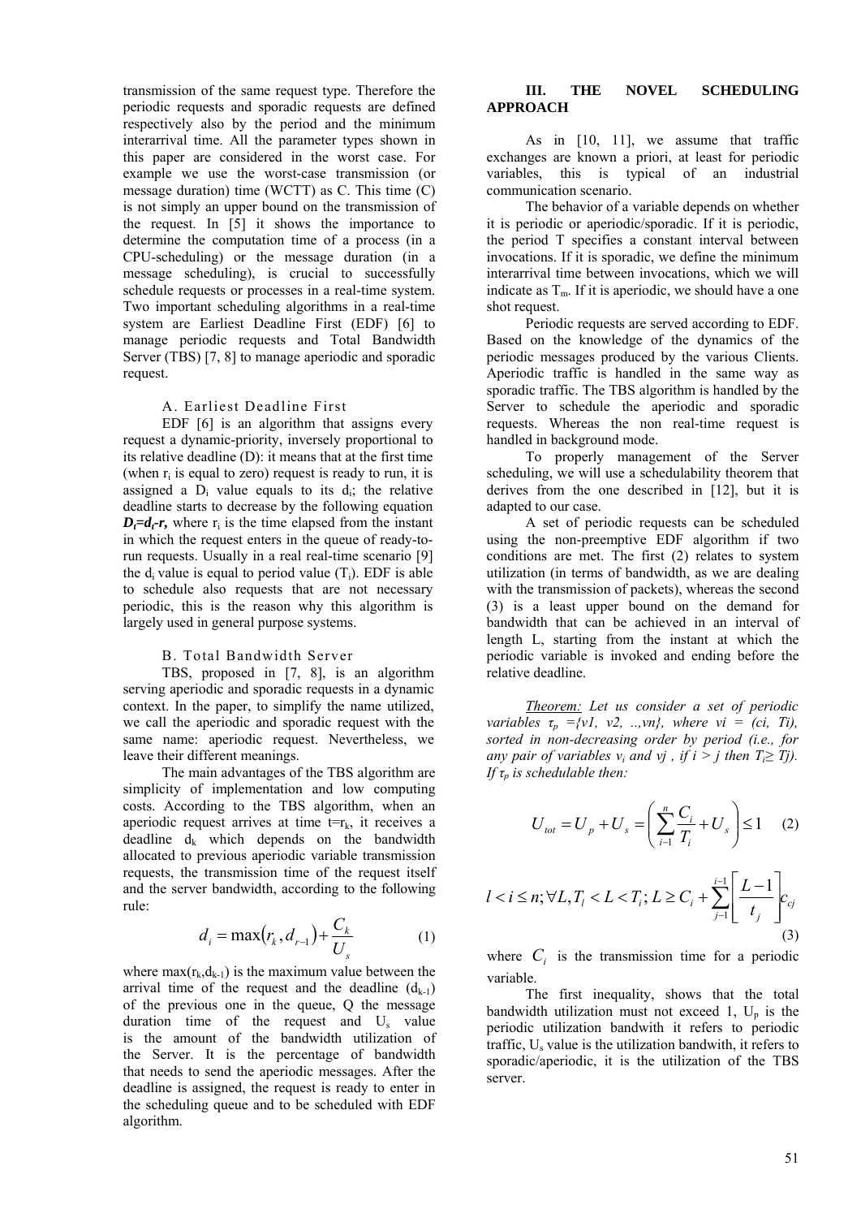transmission of the same request type. Therefore the periodic requests and sporadic requests are defined respectively also by the period and the minimum interarrival time. All the parameter types shown in this paper are considered in the worst case. For example we use the worst-case transmission (or message duration) time (WCTT) as C. This time (C) is not simply an upper bound on the transmission of the request. In [5] it shows the importance to determine the computation time of a process (in a CPU-scheduling) or the message duration (in a message scheduling), is crucial to successfully schedule requests or processes in a real-time system. Two important scheduling algorithms in a real-time system are Earliest Deadline First (EDF) [6] to manage periodic requests and Total Bandwidth Server (TBS) [7, 8] to manage aperiodic and sporadic request.

### A. Earliest Deadline First

EDF [6] is an algorithm that assigns every request a dynamic-priority, inversely proportional to its relative deadline (D): it means that at the first time (when $r_i$ is equal to zero) request is ready to run, it is assigned a $D_i$ value equals to its $d_i$; the relative deadline starts to decrease by the following equation $D_i=d_i-r$, where $r_i$ is the time elapsed from the instant in which the request enters in the queue of ready-to-run requests. Usually in a real real-time scenario [9] the $d_i$ value is equal to period value ($T_i$). EDF is able to schedule also requests that are not necessary periodic, this is the reason why this algorithm is largely used in general purpose systems.

### B. Total Bandwidth Server

TBS, proposed in [7, 8], is an algorithm serving aperiodic and sporadic requests in a dynamic context. In the paper, to simplify the name utilized, we call the aperiodic and sporadic request with the same name: aperiodic request. Nevertheless, we leave their different meanings.

The main advantages of the TBS algorithm are simplicity of implementation and low computing costs. According to the TBS algorithm, when an aperiodic request arrives at time $t=r_k$, it receives a deadline $d_k$ which depends on the bandwidth allocated to previous aperiodic variable transmission requests, the transmission time of the request itself and the server bandwidth, according to the following rule:

$$d_i = \max(r_k, d_{r-1}) + \frac{C_k}{U_s} \quad (1)$$

where $\max(r_k,d_{k-1})$ is the maximum value between the arrival time of the request and the deadline ($d_{k-1}$) of the previous one in the queue, Q the message duration time of the request and $U_s$ value is the amount of the bandwidth utilization of the Server. It is the percentage of bandwidth that needs to send the aperiodic messages. After the deadline is assigned, the request is ready to enter in the scheduling queue and to be scheduled with EDF algorithm.

## III. THE NOVEL SCHEDULING APPROACH

As in [10, 11], we assume that traffic exchanges are known a priori, at least for periodic variables, this is typical of an industrial communication scenario.

The behavior of a variable depends on whether it is periodic or aperiodic/sporadic. If it is periodic, the period T specifies a constant interval between invocations. If it is sporadic, we define the minimum interarrival time between invocations, which we will indicate as $T_m$. If it is aperiodic, we should have a one shot request.

Periodic requests are served according to EDF. Based on the knowledge of the dynamics of the periodic messages produced by the various Clients. Aperiodic traffic is handled in the same way as sporadic traffic. The TBS algorithm is handled by the Server to schedule the aperiodic and sporadic requests. Whereas the non real-time request is handled in background mode.

To properly management of the Server scheduling, we will use a schedulability theorem that derives from the one described in [12], but it is adapted to our case.

A set of periodic requests can be scheduled using the non-preemptive EDF algorithm if two conditions are met. The first (2) relates to system utilization (in terms of bandwidth, as we are dealing with the transmission of packets), whereas the second (3) is a least upper bound on the demand for bandwidth that can be achieved in an interval of length L, starting from the instant at which the periodic variable is invoked and ending before the relative deadline.

*Theorem: Let us consider a set of periodic variables $\tau_p$ ={v1, v2, ..,vn}, where vi = (ci, Ti), sorted in non-decreasing order by period (i.e., for any pair of variables $v_i$ and vj , if i > j then $T_i \geq$ Tj). If $\tau_p$ is schedulable then:*

$$U_{tot} = U_p + U_s = \left( \sum_{i=1}^{n} \frac{C_i}{T_i} + U_s \right) \leq 1 \quad (2)$$

$$l < i \leq n; \forall L, T_l < L < T_i; L \geq C_i + \sum_{j=1}^{i-1} \left\lceil \frac{L-1}{t_j} \right\rceil c_{cj} \quad (3)$$

where $C_i$ is the transmission time for a periodic variable.

The first inequality, shows that the total bandwidth utilization must not exceed 1, $U_p$ is the periodic utilization bandwith it refers to periodic traffic, $U_s$ value is the utilization bandwith, it refers to sporadic/aperiodic, it is the utilization of the TBS server.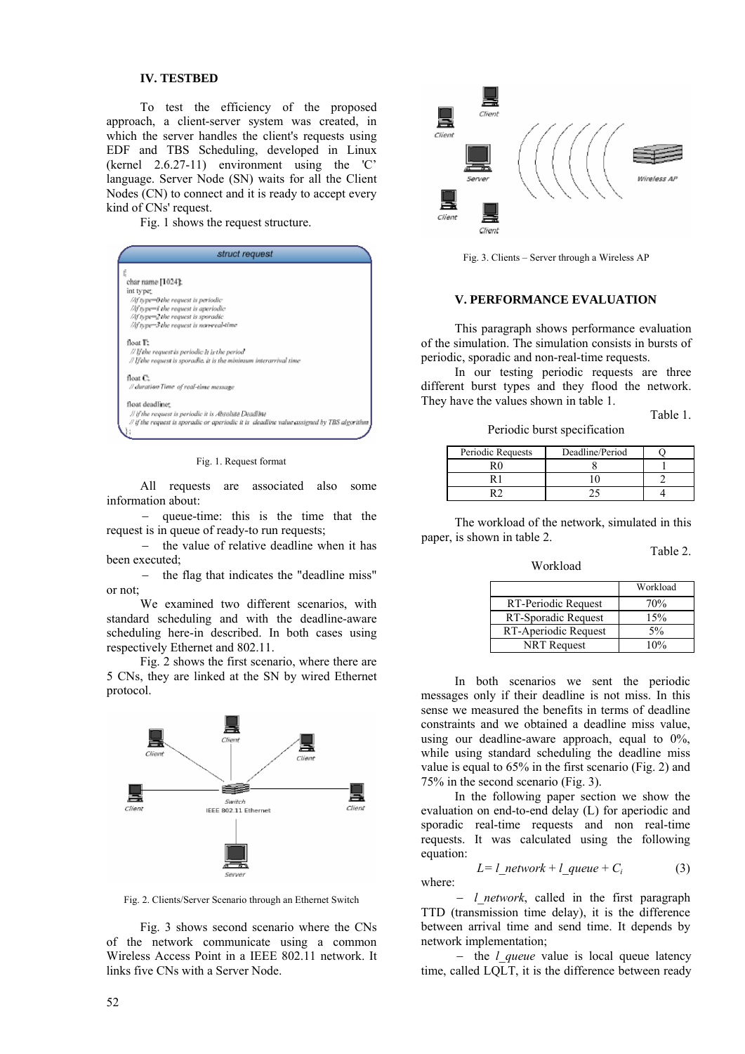## IV. TESTBED

To test the efficiency of the proposed approach, a client-server system was created, in which the server handles the client's requests using EDF and TBS Scheduling, developed in Linux (kernel 2.6.27-11) environment using the 'C' language. Server Node (SN) waits for all the Client Nodes (CN) to connect and it is ready to accept every kind of CNs' request.

Fig. 1 shows the request structure.

```
struct request
{
char name [1024];
int type;
  //if type==0 the request is periodic
  //if type==1 the request is aperiodic
  //if type==2 the request is sporadic
  //if type==3 the request is non-real-time
float T;
  // If the request is periodic it is the period
  // If the request is sporadic it is the minimum interarrival time
float C;
  // duration Time of real-time message
float deadline;
  // if the request is periodic it is Absolute Deadline
  // if the request is sporadic or aperiodic it is deadline value assigned by TBS algorithm
};
```

Fig. 1. Request format

All requests are associated also some information about:

- queue-time: this is the time that the request is in queue of ready-to run requests;
- the value of relative deadline when it has been executed;
- the flag that indicates the "deadline miss" or not;

We examined two different scenarios, with standard scheduling and with the deadline-aware scheduling here-in described. In both cases using respectively Ethernet and 802.11.

Fig. 2 shows the first scenario, where there are 5 CNs, they are linked at the SN by wired Ethernet protocol.

Fig. 2. Clients/Server Scenario through an Ethernet Switch

Fig. 3 shows second scenario where the CNs of the network communicate using a common Wireless Access Point in a IEEE 802.11 network. It links five CNs with a Server Node.

Fig. 3. Clients – Server through a Wireless AP

## V. PERFORMANCE EVALUATION

This paragraph shows performance evaluation of the simulation. The simulation consists in bursts of periodic, sporadic and non-real-time requests.

In our testing periodic requests are three different burst types and they flood the network. They have the values shown in table 1.

Table 1.

Periodic burst specification

| Periodic Requests | Deadline/Period | Q |
|---|---|---|
| R0 | 8 | 1 |
| R1 | 10 | 2 |
| R2 | 25 | 4 |

The workload of the network, simulated in this paper, is shown in table 2.

Table 2.

Workload

| | Workload |
|---|---|
| RT-Periodic Request | 70% |
| RT-Sporadic Request | 15% |
| RT-Aperiodic Request | 5% |
| NRT Request | 10% |

In both scenarios we sent the periodic messages only if their deadline is not miss. In this sense we measured the benefits in terms of deadline constraints and we obtained a deadline miss value, using our deadline-aware approach, equal to 0%, while using standard scheduling the deadline miss value is equal to 65% in the first scenario (Fig. 2) and 75% in the second scenario (Fig. 3).

In the following paper section we show the evaluation on end-to-end delay (L) for aperiodic and sporadic real-time requests and non real-time requests. It was calculated using the following equation:

$$L = l\_network + l\_queue + C_i \qquad (3)$$

where:

- *l_network*, called in the first paragraph TTD (transmission time delay), it is the difference between arrival time and send time. It depends by network implementation;
- the *l_queue* value is local queue latency time, called LQLT, it is the difference between ready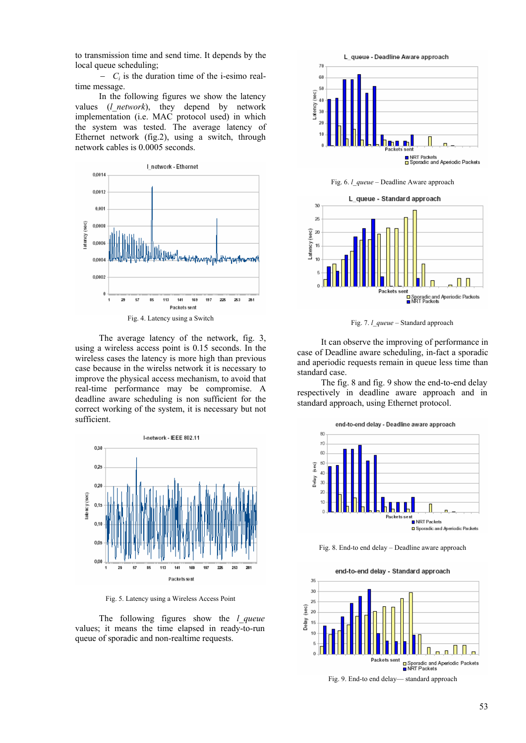to transmission time and send time. It depends by the local queue scheduling;

– $C_i$ is the duration time of the i-esimo real-time message.

In the following figures we show the latency values (*l_network*), they depend by network implementation (i.e. MAC protocol used) in which the system was tested. The average latency of Ethernet network (fig.2), using a switch, through network cables is 0.0005 seconds.

Fig. 4. Latency using a Switch

The average latency of the network, fig. 3, using a wireless access point is 0.15 seconds. In the wireless cases the latency is more high than previous case because in the wirelss network it is necessary to improve the physical access mechanism, to avoid that real-time performance may be compromise. A deadline aware scheduling is non sufficient for the correct working of the system, it is necessary but not sufficient.

Fig. 5. Latency using a Wireless Access Point

The following figures show the *l_queue* values; it means the time elapsed in ready-to-run queue of sporadic and non-realtime requests.

Fig. 6. *l_queue* – Deadline Aware approach

Fig. 7. *l_queue* – Standard approach

It can observe the improving of performance in case of Deadline aware scheduling, in-fact a sporadic and aperiodic requests remain in queue less time than standard case.

The fig. 8 and fig. 9 show the end-to-end delay respectively in deadline aware approach and in standard approach, using Ethernet protocol.

Fig. 8. End-to end delay – Deadline aware approach

Fig. 9. End-to end delay— standard approach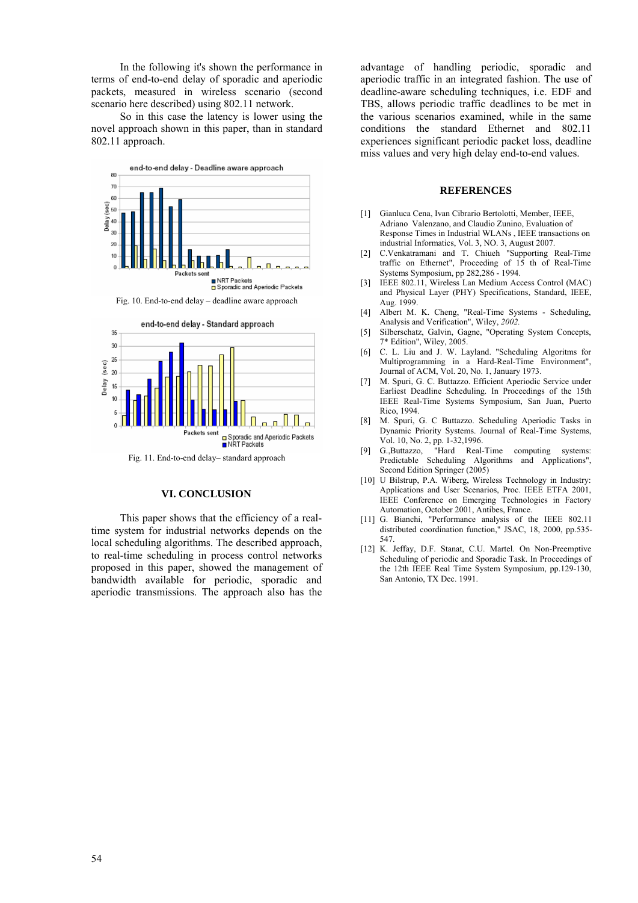In the following it's shown the performance in terms of end-to-end delay of sporadic and aperiodic packets, measured in wireless scenario (second scenario here described) using 802.11 network.

So in this case the latency is lower using the novel approach shown in this paper, than in standard 802.11 approach.

end-to-end delay - Deadline aware approach

Delay (sec)

80
70
60
50
40
30
20
10
0

Packets sent

NRT Packets
Sporadic and Aperiodic Packets

Fig. 10. End-to-end delay – deadline aware approach

end-to-end delay - Standard approach

Delay (sec)

35
30
25
20
15
10
5
0

Packets sent

Sporadic and Aperiodic Packets
NRT Packets

Fig. 11. End-to-end delay– standard approach

## VI. CONCLUSION

This paper shows that the efficiency of a real-time system for industrial networks depends on the local scheduling algorithms. The described approach, to real-time scheduling in process control networks proposed in this paper, showed the management of bandwidth available for periodic, sporadic and aperiodic transmissions. The approach also has the advantage of handling periodic, sporadic and aperiodic traffic in an integrated fashion. The use of deadline-aware scheduling techniques, i.e. EDF and TBS, allows periodic traffic deadlines to be met in the various scenarios examined, while in the same conditions the standard Ethernet and 802.11 experiences significant periodic packet loss, deadline miss values and very high delay end-to-end values.

## REFERENCES

[1] Gianluca Cena, Ivan Cibrario Bertolotti, Member, IEEE, Adriano Valenzano, and Claudio Zunino, Evaluation of Response Times in Industrial WLANs , IEEE transactions on industrial Informatics, Vol. 3, NO. 3, August 2007.

[2] C.Venkatramani and T. Chiueh "Supporting Real-Time traffic on Ethernet", Proceeding of 15 th of Real-Time Systems Symposium, pp 282,286 - 1994.

[3] IEEE 802.11, Wireless Lan Medium Access Control (MAC) and Physical Layer (PHY) Specifications, Standard, IEEE, Aug. 1999.

[4] Albert M. K. Cheng, "Real-Time Systems - Scheduling, Analysis and Verification", Wiley, *2002.*

[5] Silberschatz, Galvin, Gagne, "Operating System Concepts, 7* Edition", Wiley, 2005.

[6] C. L. Liu and J. W. Layland. "Scheduling Algoritms for Multiprogramming in a Hard-Real-Time Environment", Journal of ACM, Vol. 20, No. 1, January 1973.

[7] M. Spuri, G. C. Buttazzo. Efficient Aperiodic Service under Earliest Deadline Scheduling. In Proceedings of the 15th IEEE Real-Time Systems Symposium, San Juan, Puerto Rico, 1994.

[8] M. Spuri, G. C Buttazzo. Scheduling Aperiodic Tasks in Dynamic Priority Systems. Journal of Real-Time Systems, Vol. 10, No. 2, pp. 1-32,1996.

[9] G.,Buttazzo, "Hard Real-Time computing systems: Predictable Scheduling Algorithms and Applications", Second Edition Springer (2005)

[10] U Bilstrup, P.A. Wiberg, Wireless Technology in Industry: Applications and User Scenarios, Proc. IEEE ETFA 2001, IEEE Conference on Emerging Technologies in Factory Automation, October 2001, Antibes, France.

[11] G. Bianchi, "Performance analysis of the IEEE 802.11 distributed coordination function," JSAC, 18, 2000, pp.535-547.

[12] K. Jeffay, D.F. Stanat, C.U. Martel. On Non-Preemptive Scheduling of periodic and Sporadic Task. In Proceedings of the 12th IEEE Real Time System Symposium, pp.129-130, San Antonio, TX Dec. 1991.